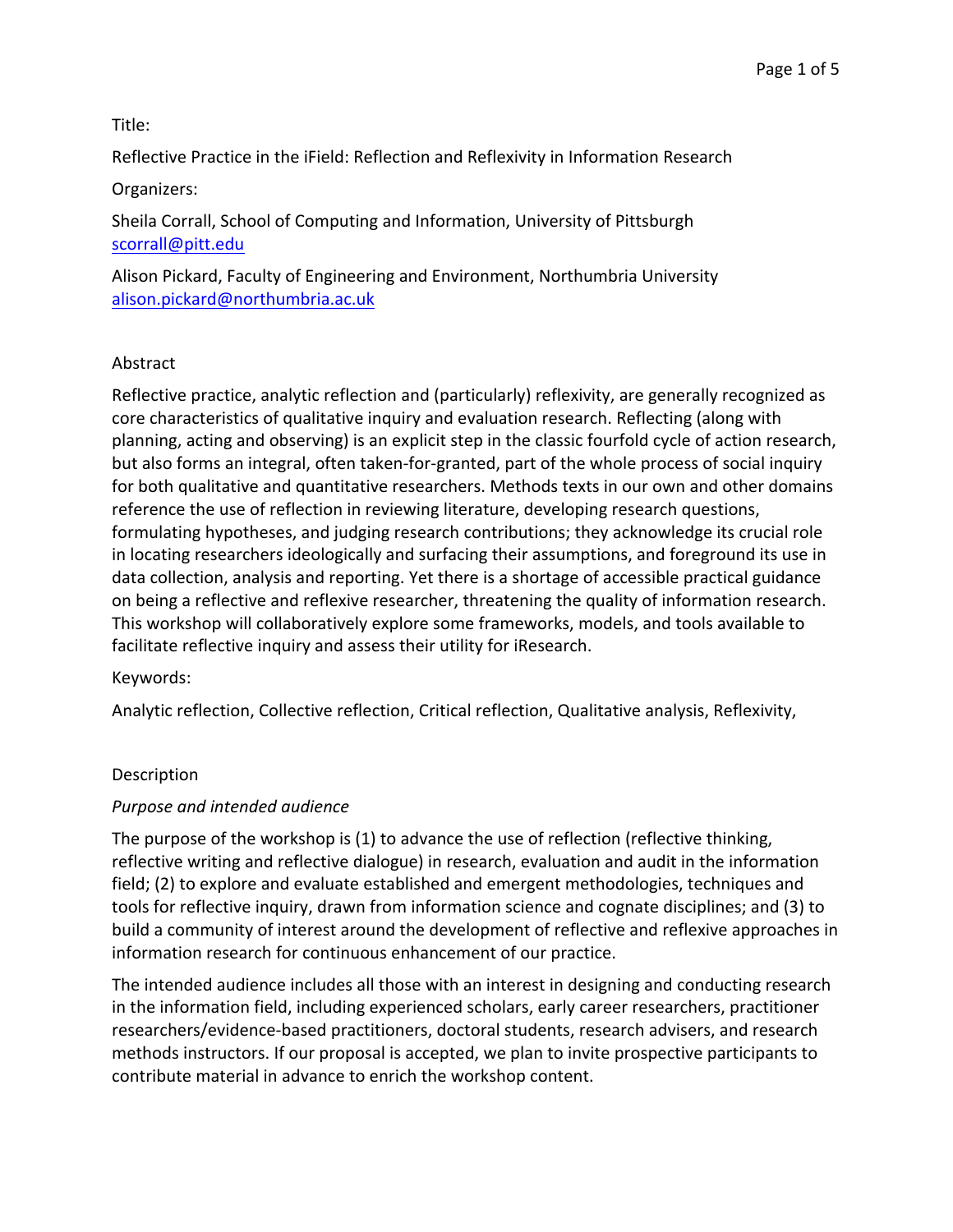Title:

Reflective Practice in the iField: Reflection and Reflexivity in Information Research

Organizers:

Sheila Corrall, School of Computing and Information, University of Pittsburgh
scorrall@pitt.edu

Alison Pickard, Faculty of Engineering and Environment, Northumbria University
alison.pickard@northumbria.ac.uk

## Abstract

Reflective practice, analytic reflection and (particularly) reflexivity, are generally recognized as core characteristics of qualitative inquiry and evaluation research. Reflecting (along with planning, acting and observing) is an explicit step in the classic fourfold cycle of action research, but also forms an integral, often taken-for-granted, part of the whole process of social inquiry for both qualitative and quantitative researchers. Methods texts in our own and other domains reference the use of reflection in reviewing literature, developing research questions, formulating hypotheses, and judging research contributions; they acknowledge its crucial role in locating researchers ideologically and surfacing their assumptions, and foreground its use in data collection, analysis and reporting. Yet there is a shortage of accessible practical guidance on being a reflective and reflexive researcher, threatening the quality of information research. This workshop will collaboratively explore some frameworks, models, and tools available to facilitate reflective inquiry and assess their utility for iResearch.

Keywords:

Analytic reflection, Collective reflection, Critical reflection, Qualitative analysis, Reflexivity,

## Description

*Purpose and intended audience*

The purpose of the workshop is (1) to advance the use of reflection (reflective thinking, reflective writing and reflective dialogue) in research, evaluation and audit in the information field; (2) to explore and evaluate established and emergent methodologies, techniques and tools for reflective inquiry, drawn from information science and cognate disciplines; and (3) to build a community of interest around the development of reflective and reflexive approaches in information research for continuous enhancement of our practice.

The intended audience includes all those with an interest in designing and conducting research in the information field, including experienced scholars, early career researchers, practitioner researchers/evidence-based practitioners, doctoral students, research advisers, and research methods instructors. If our proposal is accepted, we plan to invite prospective participants to contribute material in advance to enrich the workshop content.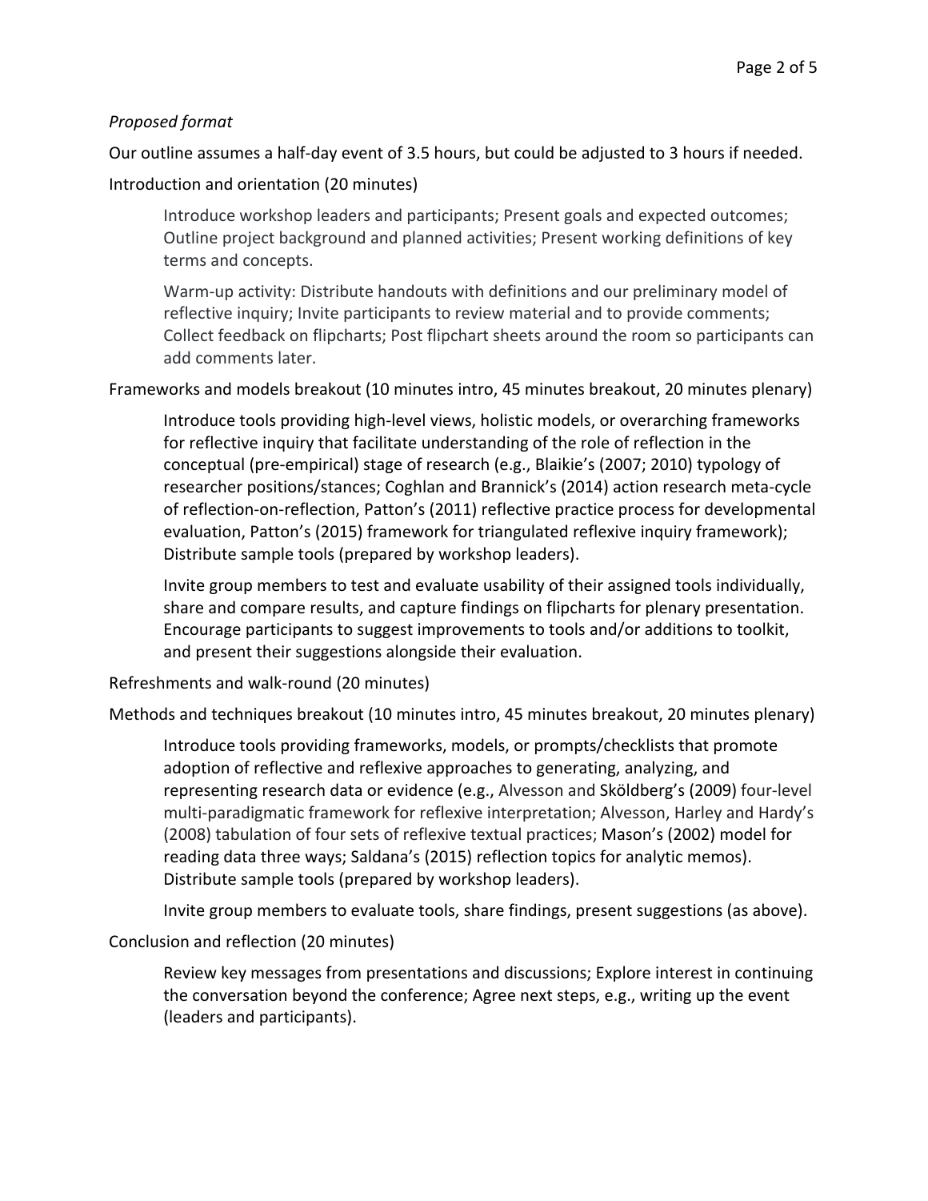*Proposed format*

Our outline assumes a half-day event of 3.5 hours, but could be adjusted to 3 hours if needed.

Introduction and orientation (20 minutes)

> Introduce workshop leaders and participants; Present goals and expected outcomes; Outline project background and planned activities; Present working definitions of key terms and concepts.
>
> Warm-up activity: Distribute handouts with definitions and our preliminary model of reflective inquiry; Invite participants to review material and to provide comments; Collect feedback on flipcharts; Post flipchart sheets around the room so participants can add comments later.

Frameworks and models breakout (10 minutes intro, 45 minutes breakout, 20 minutes plenary)

> Introduce tools providing high-level views, holistic models, or overarching frameworks for reflective inquiry that facilitate understanding of the role of reflection in the conceptual (pre-empirical) stage of research (e.g., Blaikie's (2007; 2010) typology of researcher positions/stances; Coghlan and Brannick's (2014) action research meta-cycle of reflection-on-reflection, Patton's (2011) reflective practice process for developmental evaluation, Patton's (2015) framework for triangulated reflexive inquiry framework); Distribute sample tools (prepared by workshop leaders).
>
> Invite group members to test and evaluate usability of their assigned tools individually, share and compare results, and capture findings on flipcharts for plenary presentation. Encourage participants to suggest improvements to tools and/or additions to toolkit, and present their suggestions alongside their evaluation.

Refreshments and walk-round (20 minutes)

Methods and techniques breakout (10 minutes intro, 45 minutes breakout, 20 minutes plenary)

> Introduce tools providing frameworks, models, or prompts/checklists that promote adoption of reflective and reflexive approaches to generating, analyzing, and representing research data or evidence (e.g., Alvesson and Sköldberg's (2009) four-level multi-paradigmatic framework for reflexive interpretation; Alvesson, Harley and Hardy's (2008) tabulation of four sets of reflexive textual practices; Mason's (2002) model for reading data three ways; Saldana's (2015) reflection topics for analytic memos). Distribute sample tools (prepared by workshop leaders).
>
> Invite group members to evaluate tools, share findings, present suggestions (as above).

Conclusion and reflection (20 minutes)

> Review key messages from presentations and discussions; Explore interest in continuing the conversation beyond the conference; Agree next steps, e.g., writing up the event (leaders and participants).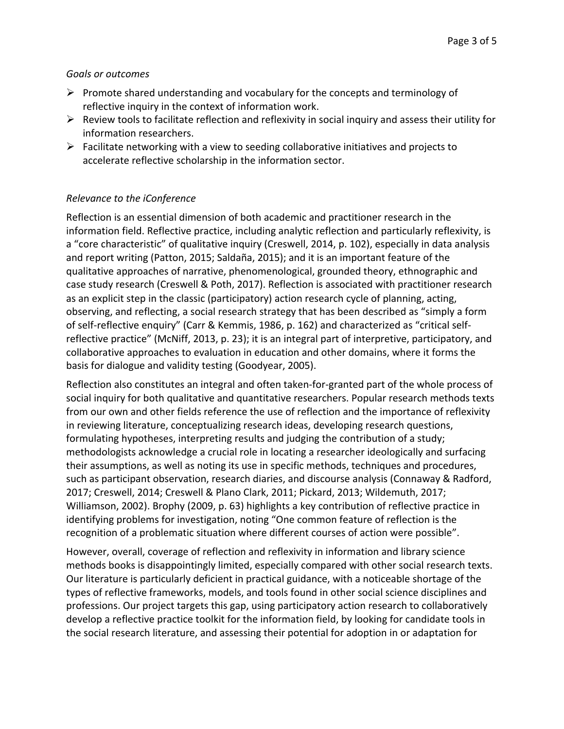*Goals or outcomes*

- Promote shared understanding and vocabulary for the concepts and terminology of reflective inquiry in the context of information work.
- Review tools to facilitate reflection and reflexivity in social inquiry and assess their utility for information researchers.
- Facilitate networking with a view to seeding collaborative initiatives and projects to accelerate reflective scholarship in the information sector.

*Relevance to the iConference*

Reflection is an essential dimension of both academic and practitioner research in the information field. Reflective practice, including analytic reflection and particularly reflexivity, is a “core characteristic” of qualitative inquiry (Creswell, 2014, p. 102), especially in data analysis and report writing (Patton, 2015; Saldaña, 2015); and it is an important feature of the qualitative approaches of narrative, phenomenological, grounded theory, ethnographic and case study research (Creswell & Poth, 2017). Reflection is associated with practitioner research as an explicit step in the classic (participatory) action research cycle of planning, acting, observing, and reflecting, a social research strategy that has been described as “simply a form of self-reflective enquiry” (Carr & Kemmis, 1986, p. 162) and characterized as “critical self-reflective practice” (McNiff, 2013, p. 23); it is an integral part of interpretive, participatory, and collaborative approaches to evaluation in education and other domains, where it forms the basis for dialogue and validity testing (Goodyear, 2005).

Reflection also constitutes an integral and often taken-for-granted part of the whole process of social inquiry for both qualitative and quantitative researchers. Popular research methods texts from our own and other fields reference the use of reflection and the importance of reflexivity in reviewing literature, conceptualizing research ideas, developing research questions, formulating hypotheses, interpreting results and judging the contribution of a study; methodologists acknowledge a crucial role in locating a researcher ideologically and surfacing their assumptions, as well as noting its use in specific methods, techniques and procedures, such as participant observation, research diaries, and discourse analysis (Connaway & Radford, 2017; Creswell, 2014; Creswell & Plano Clark, 2011; Pickard, 2013; Wildemuth, 2017; Williamson, 2002). Brophy (2009, p. 63) highlights a key contribution of reflective practice in identifying problems for investigation, noting “One common feature of reflection is the recognition of a problematic situation where different courses of action were possible”.

However, overall, coverage of reflection and reflexivity in information and library science methods books is disappointingly limited, especially compared with other social research texts. Our literature is particularly deficient in practical guidance, with a noticeable shortage of the types of reflective frameworks, models, and tools found in other social science disciplines and professions. Our project targets this gap, using participatory action research to collaboratively develop a reflective practice toolkit for the information field, by looking for candidate tools in the social research literature, and assessing their potential for adoption in or adaptation for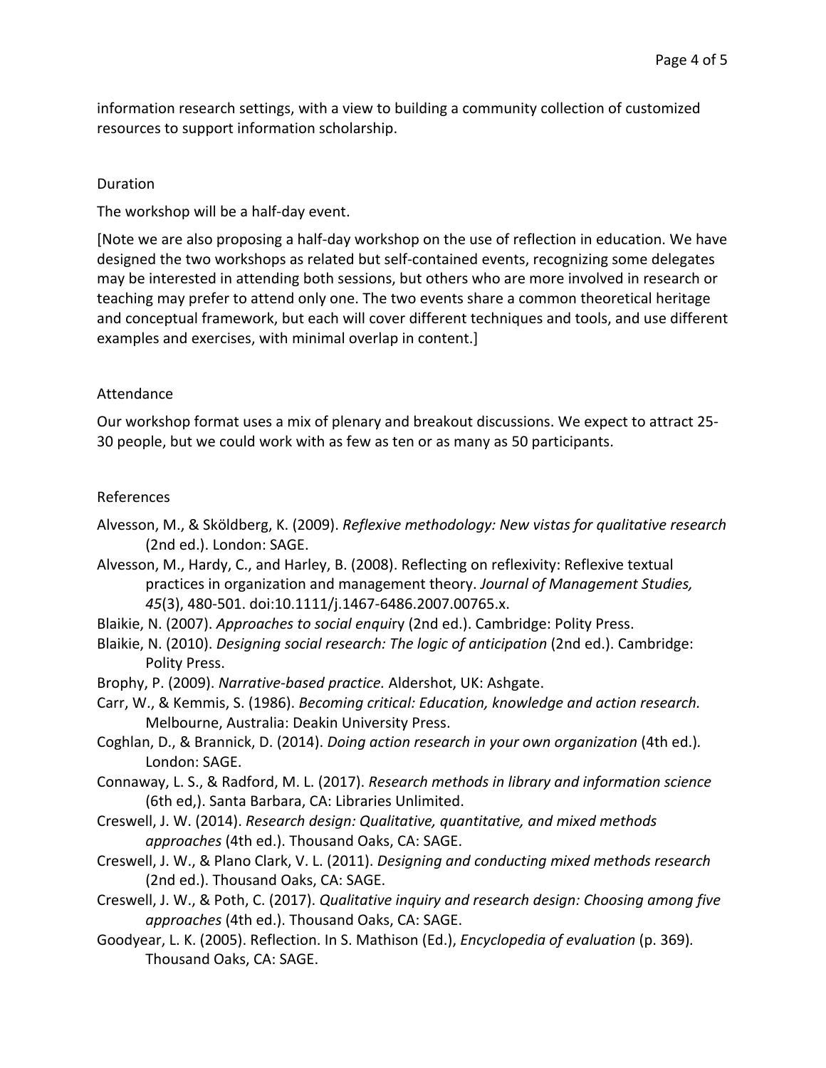information research settings, with a view to building a community collection of customized resources to support information scholarship.

## Duration

The workshop will be a half-day event.

[Note we are also proposing a half-day workshop on the use of reflection in education. We have designed the two workshops as related but self-contained events, recognizing some delegates may be interested in attending both sessions, but others who are more involved in research or teaching may prefer to attend only one. The two events share a common theoretical heritage and conceptual framework, but each will cover different techniques and tools, and use different examples and exercises, with minimal overlap in content.]

## Attendance

Our workshop format uses a mix of plenary and breakout discussions. We expect to attract 25-30 people, but we could work with as few as ten or as many as 50 participants.

## References

Alvesson, M., & Sköldberg, K. (2009). *Reflexive methodology: New vistas for qualitative research* (2nd ed.). London: SAGE.

Alvesson, M., Hardy, C., and Harley, B. (2008). Reflecting on reflexivity: Reflexive textual practices in organization and management theory. *Journal of Management Studies, 45*(3), 480-501. doi:10.1111/j.1467-6486.2007.00765.x.

Blaikie, N. (2007). *Approaches to social enquiry* (2nd ed.). Cambridge: Polity Press.

Blaikie, N. (2010). *Designing social research: The logic of anticipation* (2nd ed.). Cambridge: Polity Press.

Brophy, P. (2009). *Narrative-based practice.* Aldershot, UK: Ashgate.

Carr, W., & Kemmis, S. (1986). *Becoming critical: Education, knowledge and action research.* Melbourne, Australia: Deakin University Press.

Coghlan, D., & Brannick, D. (2014). *Doing action research in your own organization* (4th ed.). London: SAGE.

Connaway, L. S., & Radford, M. L. (2017). *Research methods in library and information science* (6th ed,). Santa Barbara, CA: Libraries Unlimited.

Creswell, J. W. (2014). *Research design: Qualitative, quantitative, and mixed methods approaches* (4th ed.). Thousand Oaks, CA: SAGE.

Creswell, J. W., & Plano Clark, V. L. (2011). *Designing and conducting mixed methods research* (2nd ed.). Thousand Oaks, CA: SAGE.

Creswell, J. W., & Poth, C. (2017). *Qualitative inquiry and research design: Choosing among five approaches* (4th ed.). Thousand Oaks, CA: SAGE.

Goodyear, L. K. (2005). Reflection. In S. Mathison (Ed.), *Encyclopedia of evaluation* (p. 369). Thousand Oaks, CA: SAGE.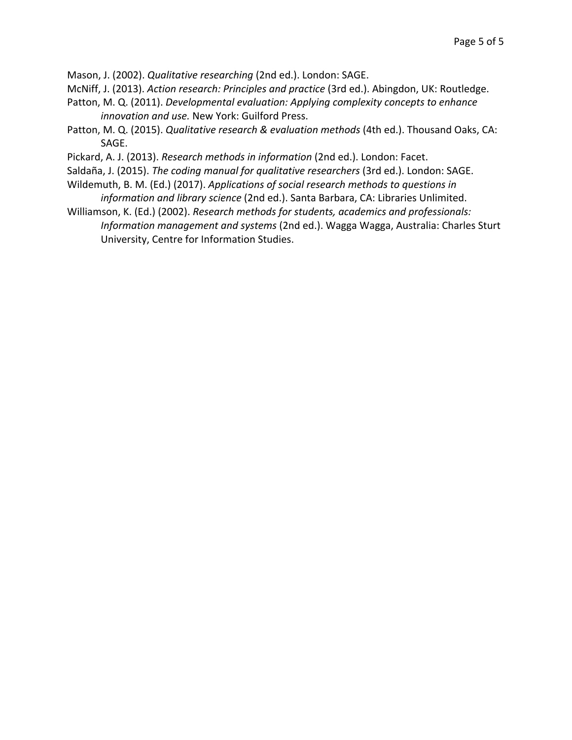Mason, J. (2002). *Qualitative researching* (2nd ed.). London: SAGE.

McNiff, J. (2013). *Action research: Principles and practice* (3rd ed.). Abingdon, UK: Routledge.

Patton, M. Q. (2011). *Developmental evaluation: Applying complexity concepts to enhance innovation and use.* New York: Guilford Press.

Patton, M. Q. (2015). *Qualitative research & evaluation methods* (4th ed.). Thousand Oaks, CA: SAGE.

Pickard, A. J. (2013). *Research methods in information* (2nd ed.). London: Facet.

Saldaña, J. (2015). *The coding manual for qualitative researchers* (3rd ed.). London: SAGE.

Wildemuth, B. M. (Ed.) (2017). *Applications of social research methods to questions in information and library science* (2nd ed.). Santa Barbara, CA: Libraries Unlimited.

Williamson, K. (Ed.) (2002). *Research methods for students, academics and professionals: Information management and systems* (2nd ed.). Wagga Wagga, Australia: Charles Sturt University, Centre for Information Studies.